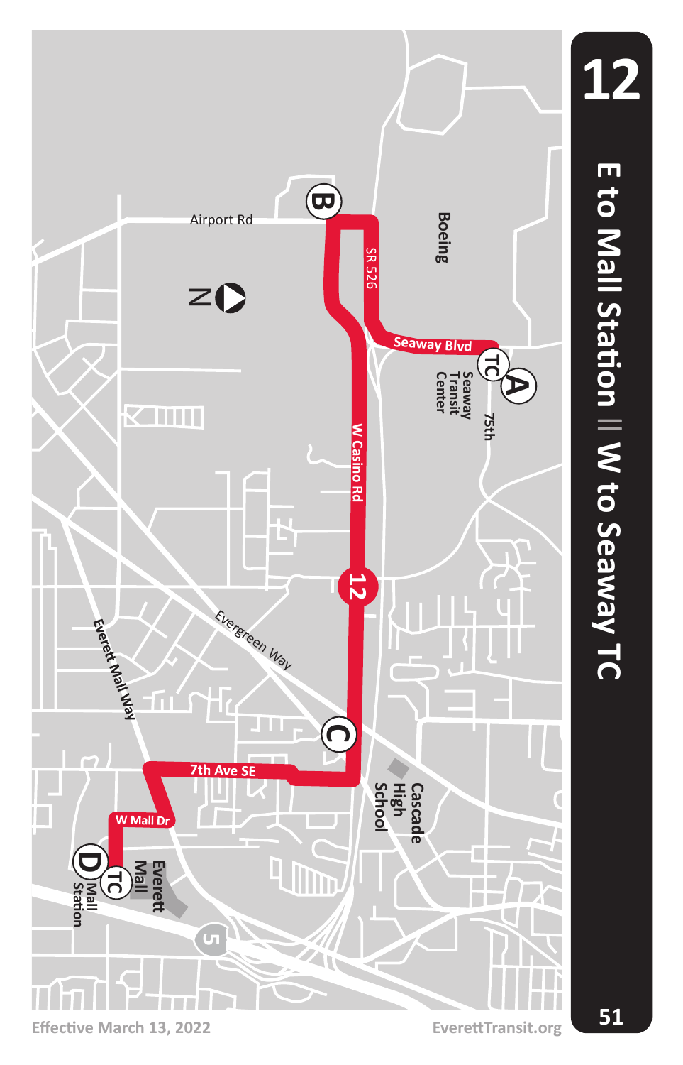# 12

## E to Mall Station || W to Seaway TC

Airport Rd

N

Boeing

SR 526

Seaway Blvd

TC A Seaway Transit Center

75th

B

W Casino Rd

12

Evergreen Way

Everett Mall Way

C

Cascade High School

7th Ave SE

W Mall Dr

TC D Mall Station

Everett Mall

5

Effective March 13, 2022

EverettTransit.org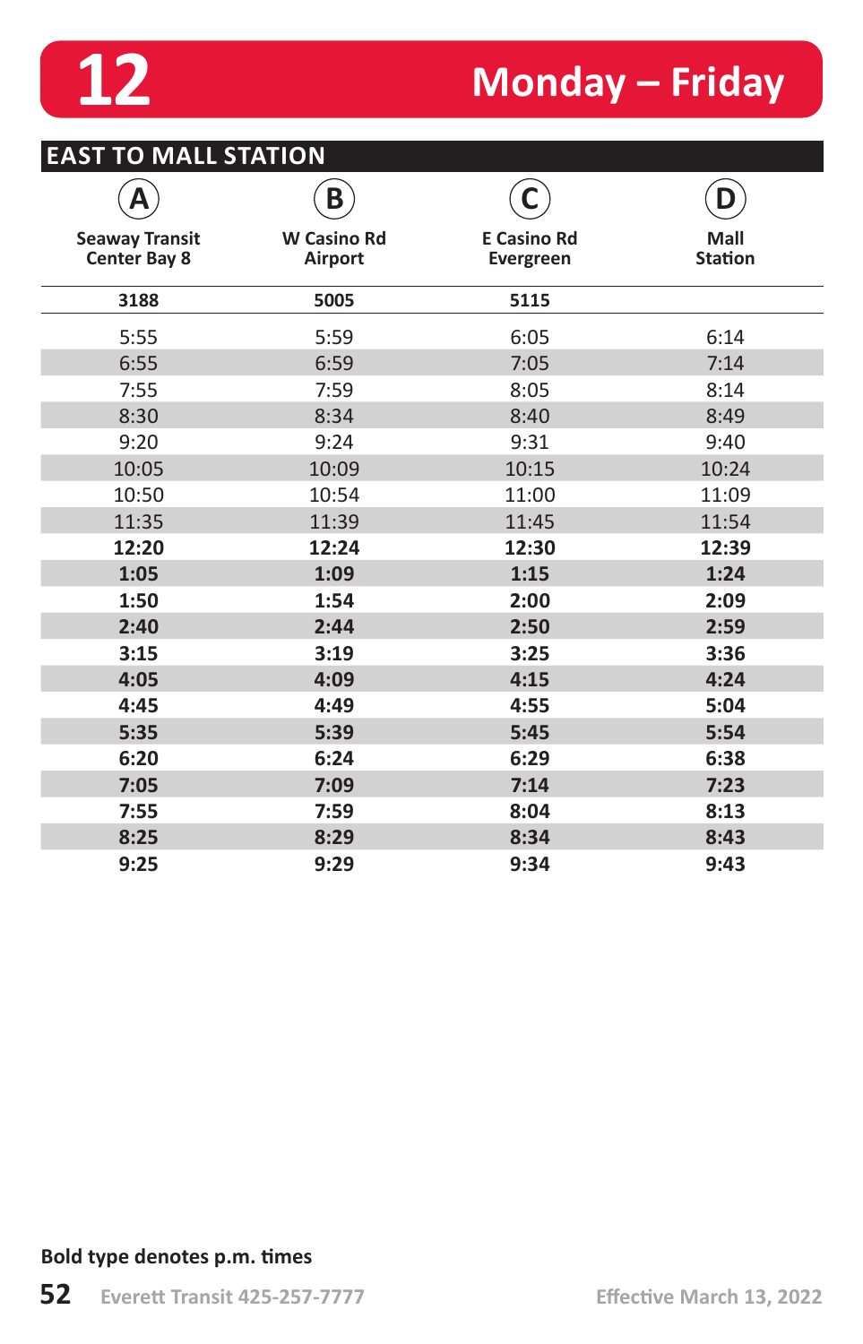# 12 Monday – Friday

## EAST TO MALL STATION

| A<br>Seaway Transit Center Bay 8 | B<br>W Casino Rd Airport | C<br>E Casino Rd Evergreen | D<br>Mall Station |
|---|---|---|---|
| 3188 | 5005 | 5115 | |
| 5:55 | 5:59 | 6:05 | 6:14 |
| 6:55 | 6:59 | 7:05 | 7:14 |
| 7:55 | 7:59 | 8:05 | 8:14 |
| 8:30 | 8:34 | 8:40 | 8:49 |
| 9:20 | 9:24 | 9:31 | 9:40 |
| 10:05 | 10:09 | 10:15 | 10:24 |
| 10:50 | 10:54 | 11:00 | 11:09 |
| 11:35 | 11:39 | 11:45 | 11:54 |
| **12:20** | **12:24** | **12:30** | **12:39** |
| **1:05** | **1:09** | **1:15** | **1:24** |
| **1:50** | **1:54** | **2:00** | **2:09** |
| **2:40** | **2:44** | **2:50** | **2:59** |
| **3:15** | **3:19** | **3:25** | **3:36** |
| **4:05** | **4:09** | **4:15** | **4:24** |
| **4:45** | **4:49** | **4:55** | **5:04** |
| **5:35** | **5:39** | **5:45** | **5:54** |
| **6:20** | **6:24** | **6:29** | **6:38** |
| **7:05** | **7:09** | **7:14** | **7:23** |
| **7:55** | **7:59** | **8:04** | **8:13** |
| **8:25** | **8:29** | **8:34** | **8:43** |
| **9:25** | **9:29** | **9:34** | **9:43** |

**Bold type denotes p.m. times**

Everett Transit 425-257-7777

Effective March 13, 2022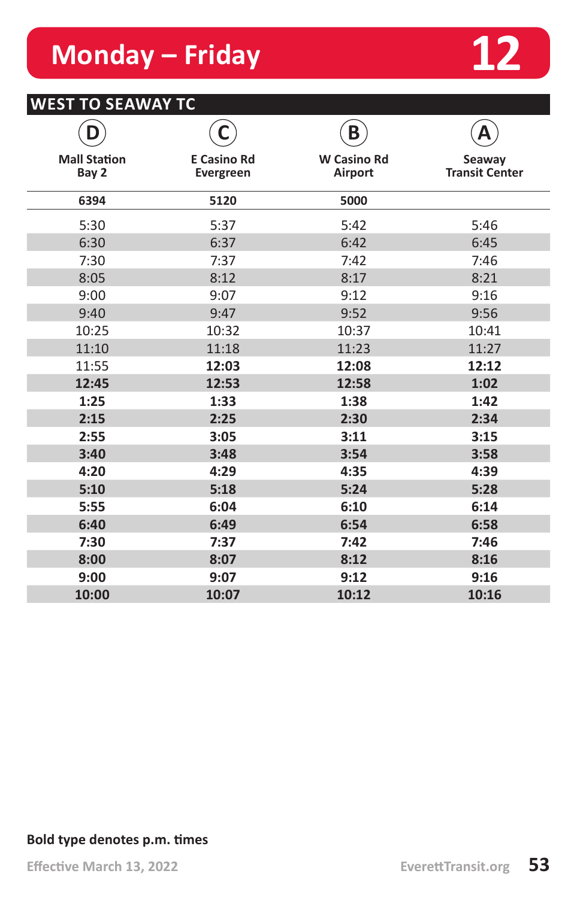# Monday – Friday 12

## WEST TO SEAWAY TC

| (D) Mall Station Bay 2 | (C) E Casino Rd Evergreen | (B) W Casino Rd Airport | (A) Seaway Transit Center |
|---|---|---|---|
| 6394 | 5120 | 5000 | |
| 5:30 | 5:37 | 5:42 | 5:46 |
| 6:30 | 6:37 | 6:42 | 6:45 |
| 7:30 | 7:37 | 7:42 | 7:46 |
| 8:05 | 8:12 | 8:17 | 8:21 |
| 9:00 | 9:07 | 9:12 | 9:16 |
| 9:40 | 9:47 | 9:52 | 9:56 |
| 10:25 | 10:32 | 10:37 | 10:41 |
| 11:10 | 11:18 | 11:23 | 11:27 |
| 11:55 | **12:03** | **12:08** | **12:12** |
| **12:45** | **12:53** | **12:58** | **1:02** |
| **1:25** | **1:33** | **1:38** | **1:42** |
| **2:15** | **2:25** | **2:30** | **2:34** |
| **2:55** | **3:05** | **3:11** | **3:15** |
| **3:40** | **3:48** | **3:54** | **3:58** |
| **4:20** | **4:29** | **4:35** | **4:39** |
| **5:10** | **5:18** | **5:24** | **5:28** |
| **5:55** | **6:04** | **6:10** | **6:14** |
| **6:40** | **6:49** | **6:54** | **6:58** |
| **7:30** | **7:37** | **7:42** | **7:46** |
| **8:00** | **8:07** | **8:12** | **8:16** |
| **9:00** | **9:07** | **9:12** | **9:16** |
| **10:00** | **10:07** | **10:12** | **10:16** |

**Bold type denotes p.m. times**

Effective March 13, 2022

EverettTransit.org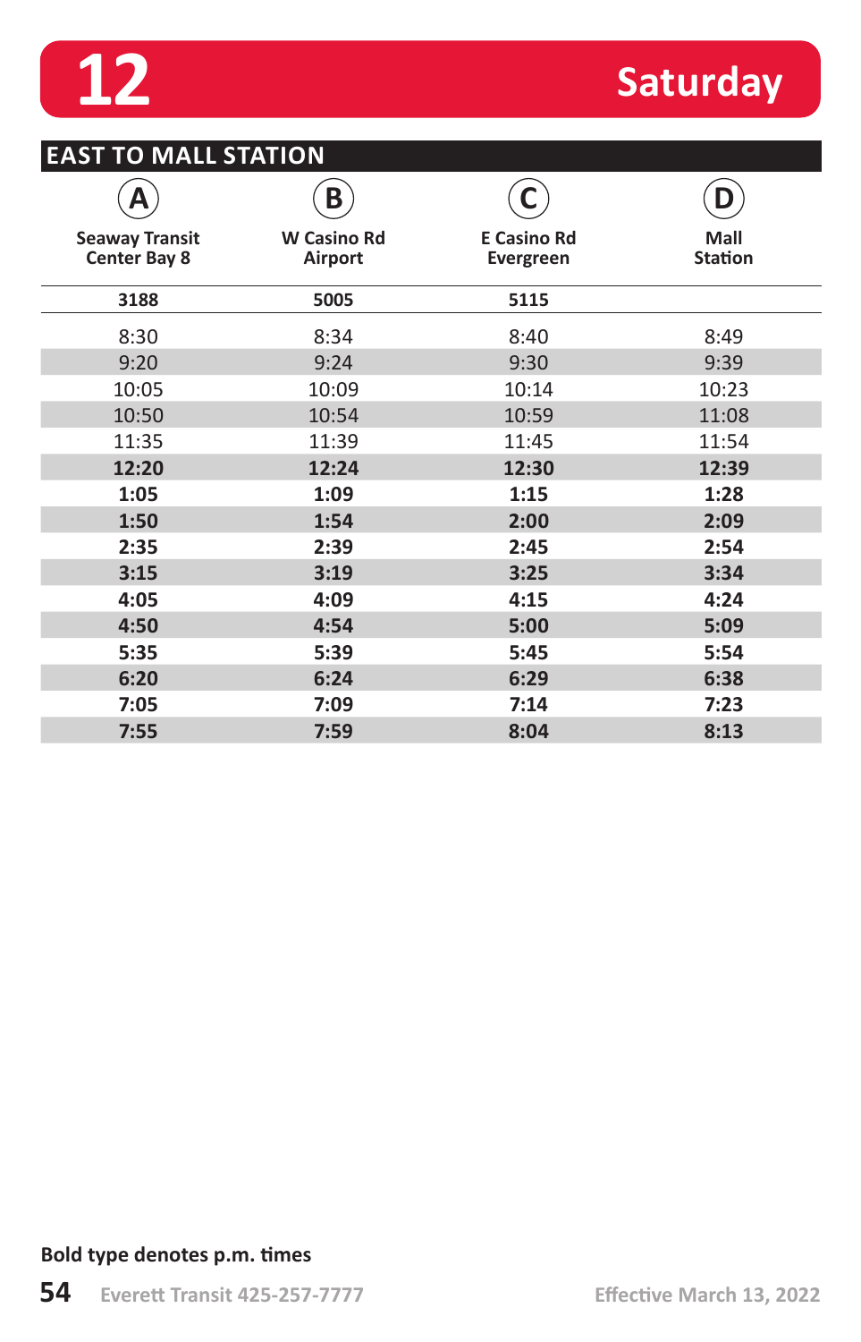# 12 Saturday

## EAST TO MALL STATION

| A<br>Seaway Transit Center Bay 8 | B<br>W Casino Rd Airport | C<br>E Casino Rd Evergreen | D<br>Mall Station |
|---|---|---|---|
| 3188 | 5005 | 5115 | |
| 8:30 | 8:34 | 8:40 | 8:49 |
| 9:20 | 9:24 | 9:30 | 9:39 |
| 10:05 | 10:09 | 10:14 | 10:23 |
| 10:50 | 10:54 | 10:59 | 11:08 |
| 11:35 | 11:39 | 11:45 | 11:54 |
| **12:20** | **12:24** | **12:30** | **12:39** |
| **1:05** | **1:09** | **1:15** | **1:28** |
| **1:50** | **1:54** | **2:00** | **2:09** |
| **2:35** | **2:39** | **2:45** | **2:54** |
| **3:15** | **3:19** | **3:25** | **3:34** |
| **4:05** | **4:09** | **4:15** | **4:24** |
| **4:50** | **4:54** | **5:00** | **5:09** |
| **5:35** | **5:39** | **5:45** | **5:54** |
| **6:20** | **6:24** | **6:29** | **6:38** |
| **7:05** | **7:09** | **7:14** | **7:23** |
| **7:55** | **7:59** | **8:04** | **8:13** |

**Bold type denotes p.m. times**

Everett Transit 425-257-7777

Effective March 13, 2022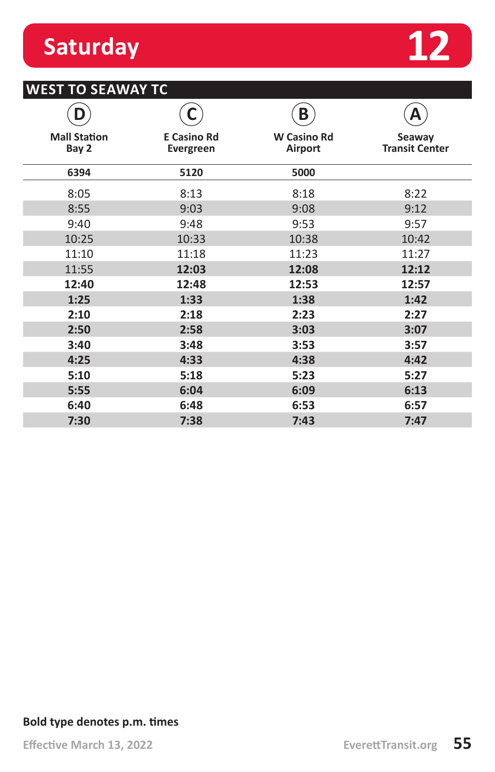# Saturday 12

## WEST TO SEAWAY TC

| (D) Mall Station Bay 2 | (C) E Casino Rd Evergreen | (B) W Casino Rd Airport | (A) Seaway Transit Center |
|---|---|---|---|
| 6394 | 5120 | 5000 | |
| 8:05 | 8:13 | 8:18 | 8:22 |
| 8:55 | 9:03 | 9:08 | 9:12 |
| 9:40 | 9:48 | 9:53 | 9:57 |
| 10:25 | 10:33 | 10:38 | 10:42 |
| 11:10 | 11:18 | 11:23 | 11:27 |
| 11:55 | **12:03** | **12:08** | **12:12** |
| **12:40** | **12:48** | **12:53** | **12:57** |
| **1:25** | **1:33** | **1:38** | **1:42** |
| **2:10** | **2:18** | **2:23** | **2:27** |
| **2:50** | **2:58** | **3:03** | **3:07** |
| **3:40** | **3:48** | **3:53** | **3:57** |
| **4:25** | **4:33** | **4:38** | **4:42** |
| **5:10** | **5:18** | **5:23** | **5:27** |
| **5:55** | **6:04** | **6:09** | **6:13** |
| **6:40** | **6:48** | **6:53** | **6:57** |
| **7:30** | **7:38** | **7:43** | **7:47** |

**Bold type denotes p.m. times**

Effective March 13, 2022

EverettTransit.org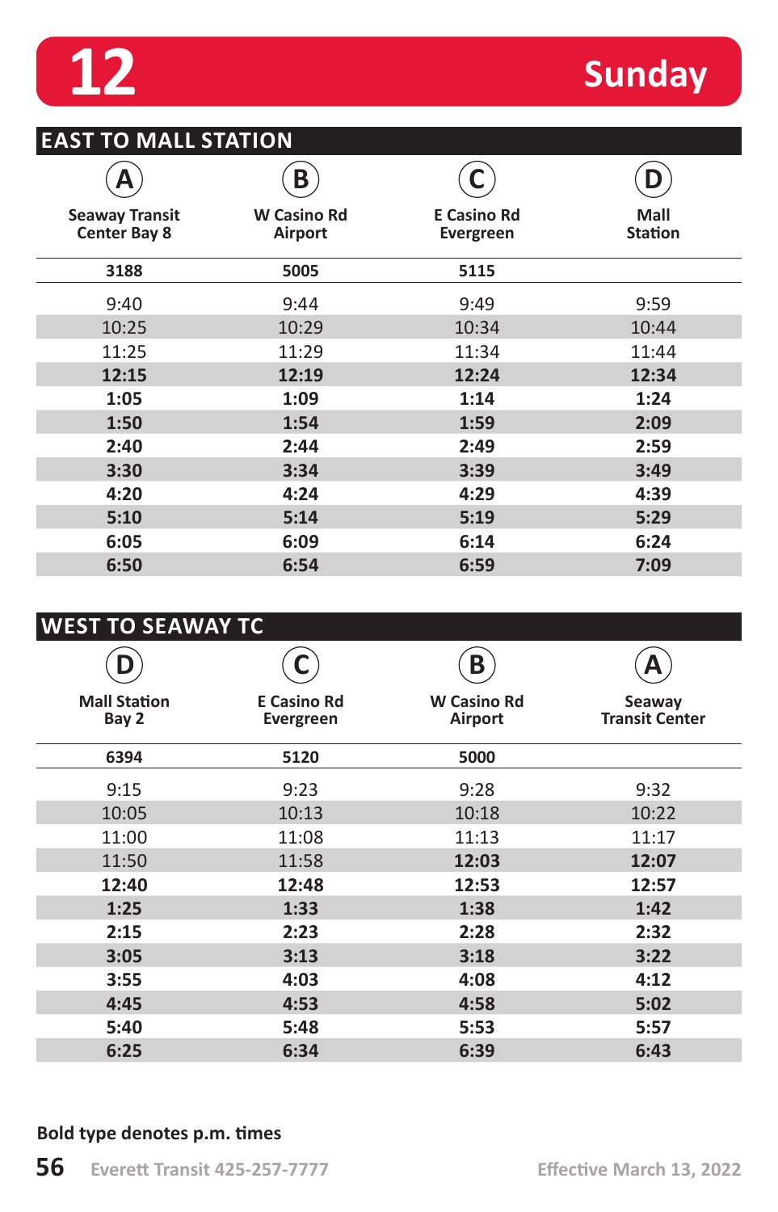# 12 Sunday

## EAST TO MALL STATION

| A<br>Seaway Transit Center Bay 8 | B<br>W Casino Rd Airport | C<br>E Casino Rd Evergreen | D<br>Mall Station |
|---|---|---|---|
| 3188 | 5005 | 5115 | |
| 9:40 | 9:44 | 9:49 | 9:59 |
| 10:25 | 10:29 | 10:34 | 10:44 |
| 11:25 | 11:29 | 11:34 | 11:44 |
| **12:15** | **12:19** | **12:24** | **12:34** |
| **1:05** | **1:09** | **1:14** | **1:24** |
| **1:50** | **1:54** | **1:59** | **2:09** |
| **2:40** | **2:44** | **2:49** | **2:59** |
| **3:30** | **3:34** | **3:39** | **3:49** |
| **4:20** | **4:24** | **4:29** | **4:39** |
| **5:10** | **5:14** | **5:19** | **5:29** |
| **6:05** | **6:09** | **6:14** | **6:24** |
| **6:50** | **6:54** | **6:59** | **7:09** |

## WEST TO SEAWAY TC

| D<br>Mall Station Bay 2 | C<br>E Casino Rd Evergreen | B<br>W Casino Rd Airport | A<br>Seaway Transit Center |
|---|---|---|---|
| 6394 | 5120 | 5000 | |
| 9:15 | 9:23 | 9:28 | 9:32 |
| 10:05 | 10:13 | 10:18 | 10:22 |
| 11:00 | 11:08 | 11:13 | 11:17 |
| 11:50 | 11:58 | **12:03** | **12:07** |
| **12:40** | **12:48** | **12:53** | **12:57** |
| **1:25** | **1:33** | **1:38** | **1:42** |
| **2:15** | **2:23** | **2:28** | **2:32** |
| **3:05** | **3:13** | **3:18** | **3:22** |
| **3:55** | **4:03** | **4:08** | **4:12** |
| **4:45** | **4:53** | **4:58** | **5:02** |
| **5:40** | **5:48** | **5:53** | **5:57** |
| **6:25** | **6:34** | **6:39** | **6:43** |

**Bold type denotes p.m. times**

Everett Transit 425-257-7777

Effective March 13, 2022